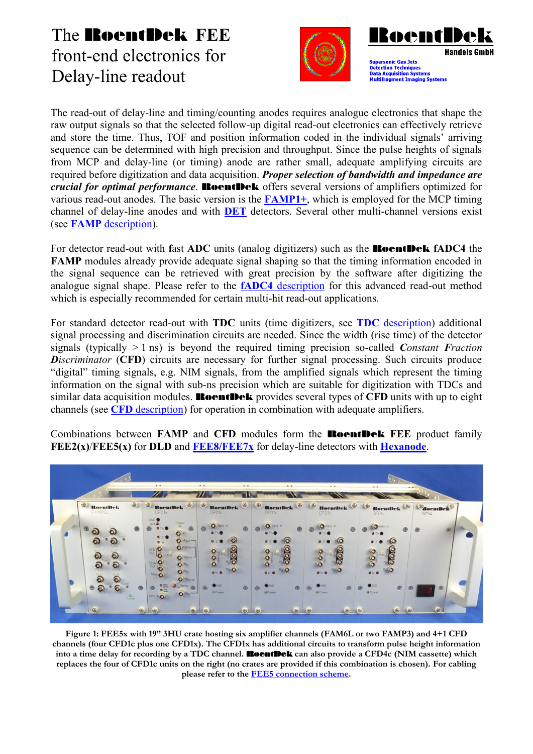# The RoentDek FEE front-end electronics for Delay-line readout

RoentDek
Handels GmbH

Supersonic Gas Jets
Detection Techniques
Data Acquisition Systems
Multifragment Imaging Systems

The read-out of delay-line and timing/counting anodes requires analogue electronics that shape the raw output signals so that the selected follow-up digital read-out electronics can effectively retrieve and store the time. Thus, TOF and position information coded in the individual signals' arriving sequence can be determined with high precision and throughput. Since the pulse heights of signals from MCP and delay-line (or timing) anode are rather small, adequate amplifying circuits are required before digitization and data acquisition. ***Proper selection of bandwidth and impedance are crucial for optimal performance***. **RoentDek** offers several versions of amplifiers optimized for various read-out anodes. The basic version is the **FAMP1+**, which is employed for the MCP timing channel of delay-line anodes and with **DET** detectors. Several other multi-channel versions exist (see **FAMP** description).

For detector read-out with **f**ast **ADC** units (analog digitizers) such as the **RoentDek fADC4** the **FAMP** modules already provide adequate signal shaping so that the timing information encoded in the signal sequence can be retrieved with great precision by the software after digitizing the analogue signal shape. Please refer to the **fADC4** description for this advanced read-out method which is especially recommended for certain multi-hit read-out applications.

For standard detector read-out with **TDC** units (time digitizers, see **TDC** description) additional signal processing and discrimination circuits are needed. Since the width (rise time) of the detector signals (typically > 1 ns) is beyond the required timing precision so-called ***C**onstant **F**raction **D**iscriminator* (**CFD**) circuits are necessary for further signal processing. Such circuits produce "digital" timing signals, e.g. NIM signals, from the amplified signals which represent the timing information on the signal with sub-ns precision which are suitable for digitization with TDCs and similar data acquisition modules. **RoentDek** provides several types of **CFD** units with up to eight channels (see **CFD** description) for operation in combination with adequate amplifiers.

Combinations between **FAMP** and **CFD** modules form the **RoentDek FEE** product family **FEE2(x)**/**FEE5(x)** for **DLD** and **FEE8/FEE7x** for delay-line detectors with **Hexanode**.

**Figure 1: FEE5x with 19" 3HU crate hosting six amplifier channels (FAM6L or two FAMP3) and 4+1 CFD channels (four CFD1c plus one CFD1x). The CFD1x has additional circuits to transform pulse height information into a time delay for recording by a TDC channel. RoentDek can also provide a CFD4c (NIM cassette) which replaces the four of CFD1c units on the right (no crates are provided if this combination is chosen). For cabling please refer to the FEE5 connection scheme.**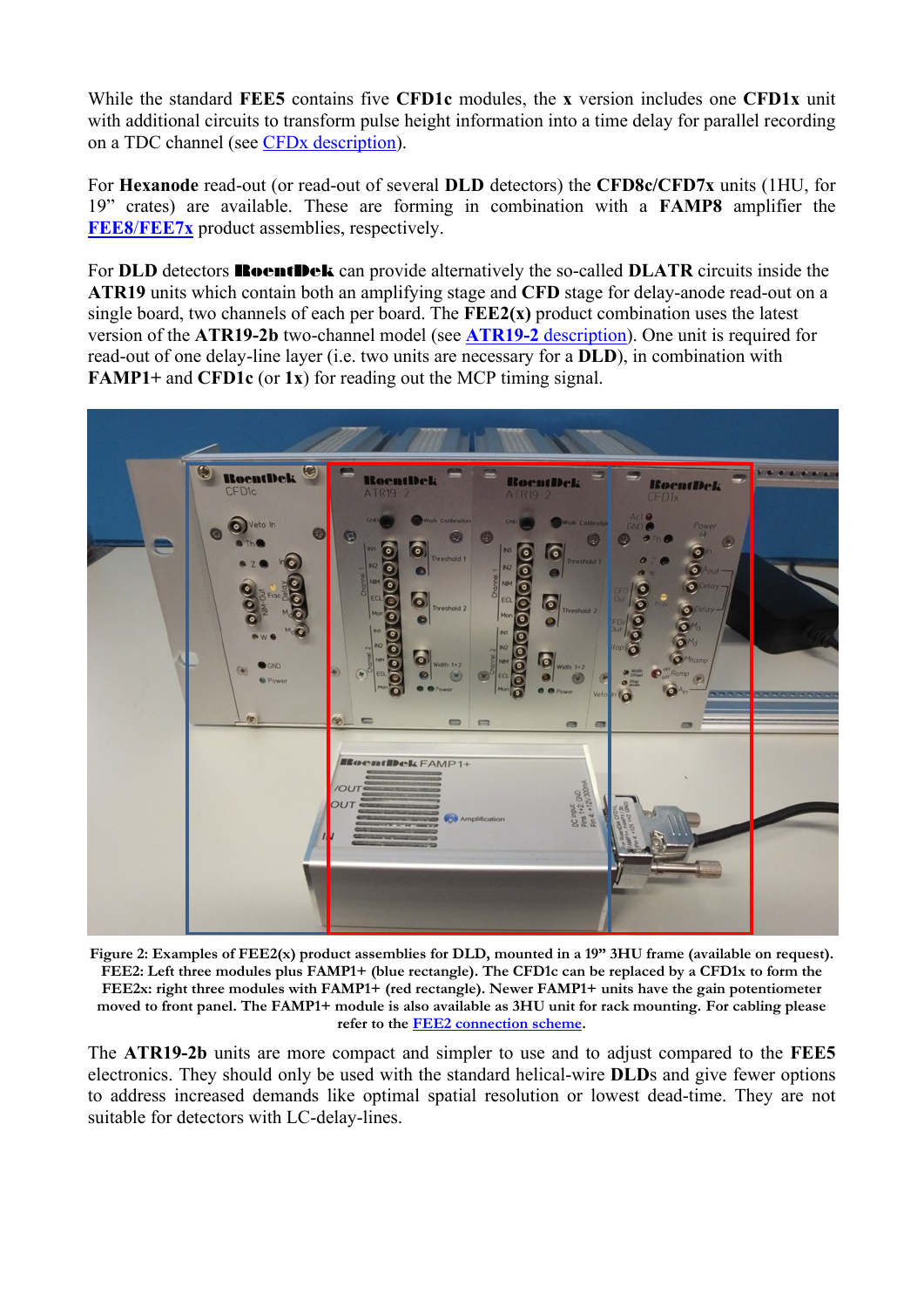While the standard **FEE5** contains five **CFD1c** modules, the **x** version includes one **CFD1x** unit with additional circuits to transform pulse height information into a time delay for parallel recording on a TDC channel (see [CFDx description]).

For **Hexanode** read-out (or read-out of several **DLD** detectors) the **CFD8c/CFD7x** units (1HU, for 19" crates) are available. These are forming in combination with a **FAMP8** amplifier the **[FEE8/FEE7x]** product assemblies, respectively.

For **DLD** detectors **RoentDek** can provide alternatively the so-called **DLATR** circuits inside the **ATR19** units which contain both an amplifying stage and **CFD** stage for delay-anode read-out on a single board, two channels of each per board. The **FEE2(x)** product combination uses the latest version of the **ATR19-2b** two-channel model (see **[ATR19-2** description]). One unit is required for read-out of one delay-line layer (i.e. two units are necessary for a **DLD**), in combination with **FAMP1+** and **CFD1c** (or **1x**) for reading out the MCP timing signal.

**Figure 2: Examples of FEE2(x) product assemblies for DLD, mounted in a 19" 3HU frame (available on request). FEE2: Left three modules plus FAMP1+ (blue rectangle). The CFD1c can be replaced by a CFD1x to form the FEE2x: right three modules with FAMP1+ (red rectangle). Newer FAMP1+ units have the gain potentiometer moved to front panel. The FAMP1+ module is also available as 3HU unit for rack mounting. For cabling please refer to the [FEE2 connection scheme].**

The **ATR19-2b** units are more compact and simpler to use and to adjust compared to the **FEE5** electronics. They should only be used with the standard helical-wire **DLD**s and give fewer options to address increased demands like optimal spatial resolution or lowest dead-time. They are not suitable for detectors with LC-delay-lines.